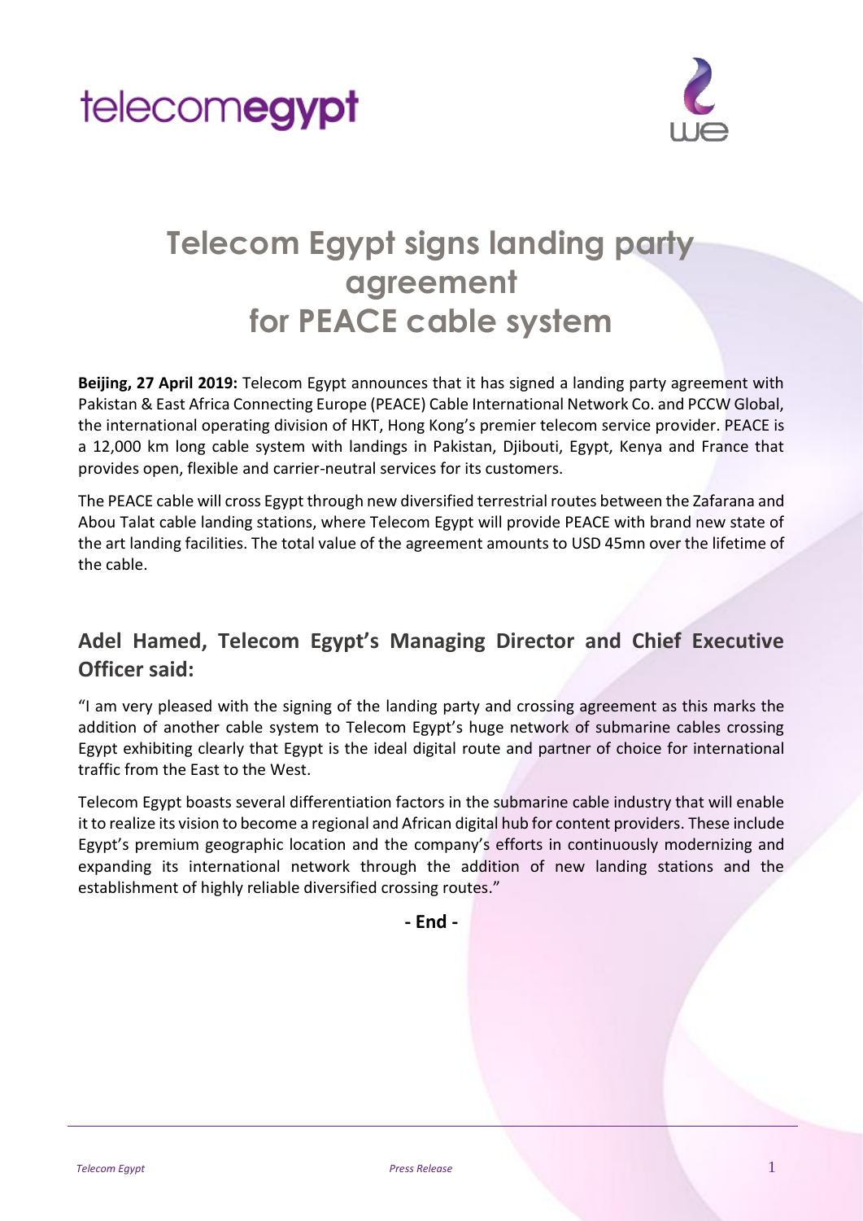telecom**egypt**

# Telecom Egypt signs landing party agreement for PEACE cable system

**Beijing, 27 April 2019:** Telecom Egypt announces that it has signed a landing party agreement with Pakistan & East Africa Connecting Europe (PEACE) Cable International Network Co. and PCCW Global, the international operating division of HKT, Hong Kong's premier telecom service provider. PEACE is a 12,000 km long cable system with landings in Pakistan, Djibouti, Egypt, Kenya and France that provides open, flexible and carrier-neutral services for its customers.

The PEACE cable will cross Egypt through new diversified terrestrial routes between the Zafarana and Abou Talat cable landing stations, where Telecom Egypt will provide PEACE with brand new state of the art landing facilities. The total value of the agreement amounts to USD 45mn over the lifetime of the cable.

## Adel Hamed, Telecom Egypt's Managing Director and Chief Executive Officer said:

"I am very pleased with the signing of the landing party and crossing agreement as this marks the addition of another cable system to Telecom Egypt's huge network of submarine cables crossing Egypt exhibiting clearly that Egypt is the ideal digital route and partner of choice for international traffic from the East to the West.

Telecom Egypt boasts several differentiation factors in the submarine cable industry that will enable it to realize its vision to become a regional and African digital hub for content providers. These include Egypt's premium geographic location and the company's efforts in continuously modernizing and expanding its international network through the addition of new landing stations and the establishment of highly reliable diversified crossing routes."

**- End -**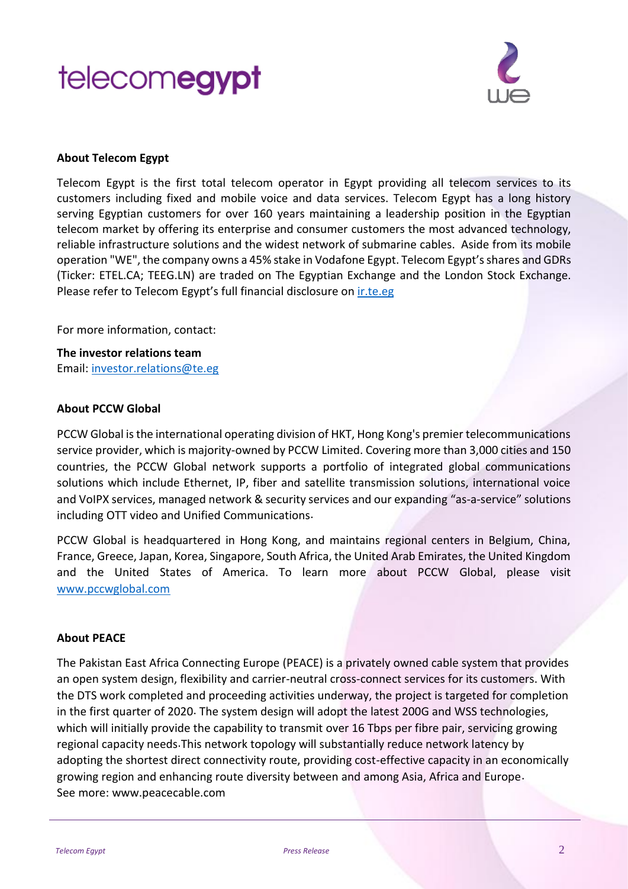telecomegypt

### About Telecom Egypt

Telecom Egypt is the first total telecom operator in Egypt providing all telecom services to its customers including fixed and mobile voice and data services. Telecom Egypt has a long history serving Egyptian customers for over 160 years maintaining a leadership position in the Egyptian telecom market by offering its enterprise and consumer customers the most advanced technology, reliable infrastructure solutions and the widest network of submarine cables. Aside from its mobile operation "WE", the company owns a 45% stake in Vodafone Egypt. Telecom Egypt's shares and GDRs (Ticker: ETEL.CA; TEEG.LN) are traded on The Egyptian Exchange and the London Stock Exchange. Please refer to Telecom Egypt's full financial disclosure on ir.te.eg

For more information, contact:

**The investor relations team**
Email: investor.relations@te.eg

### About PCCW Global

PCCW Global is the international operating division of HKT, Hong Kong's premier telecommunications service provider, which is majority-owned by PCCW Limited. Covering more than 3,000 cities and 150 countries, the PCCW Global network supports a portfolio of integrated global communications solutions which include Ethernet, IP, fiber and satellite transmission solutions, international voice and VoIPX services, managed network & security services and our expanding "as-a-service" solutions including OTT video and Unified Communications.

PCCW Global is headquartered in Hong Kong, and maintains regional centers in Belgium, China, France, Greece, Japan, Korea, Singapore, South Africa, the United Arab Emirates, the United Kingdom and the United States of America. To learn more about PCCW Global, please visit www.pccwglobal.com

### About PEACE

The Pakistan East Africa Connecting Europe (PEACE) is a privately owned cable system that provides an open system design, flexibility and carrier-neutral cross-connect services for its customers. With the DTS work completed and proceeding activities underway, the project is targeted for completion in the first quarter of 2020. The system design will adopt the latest 200G and WSS technologies, which will initially provide the capability to transmit over 16 Tbps per fibre pair, servicing growing regional capacity needs. This network topology will substantially reduce network latency by adopting the shortest direct connectivity route, providing cost-effective capacity in an economically growing region and enhancing route diversity between and among Asia, Africa and Europe.
See more: www.peacecable.com